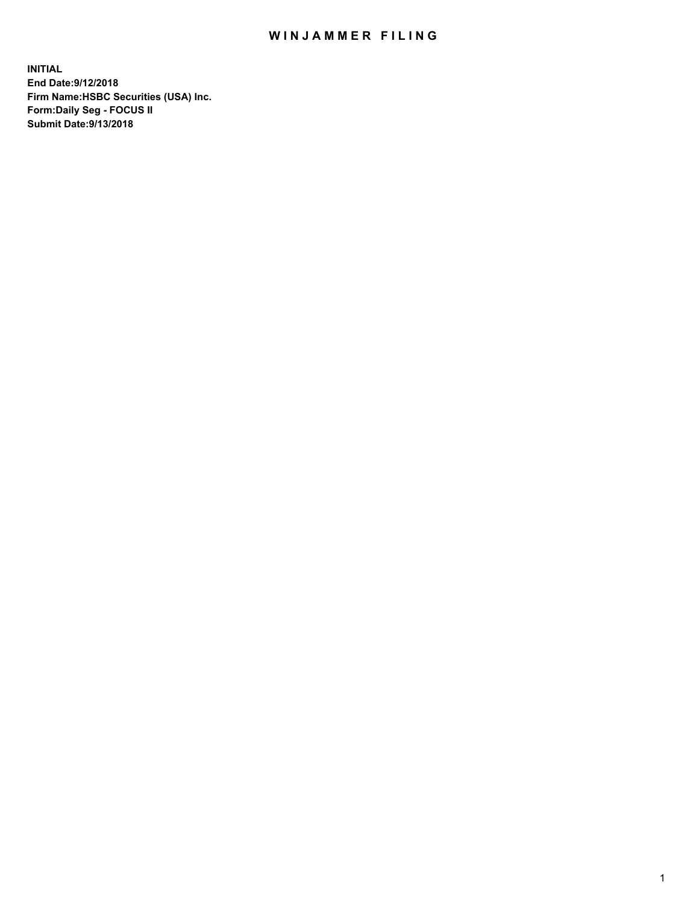# WINJAMMER FILING

**INITIAL**
**End Date:9/12/2018**
**Firm Name:HSBC Securities (USA) Inc.**
**Form:Daily Seg - FOCUS II**
**Submit Date:9/13/2018**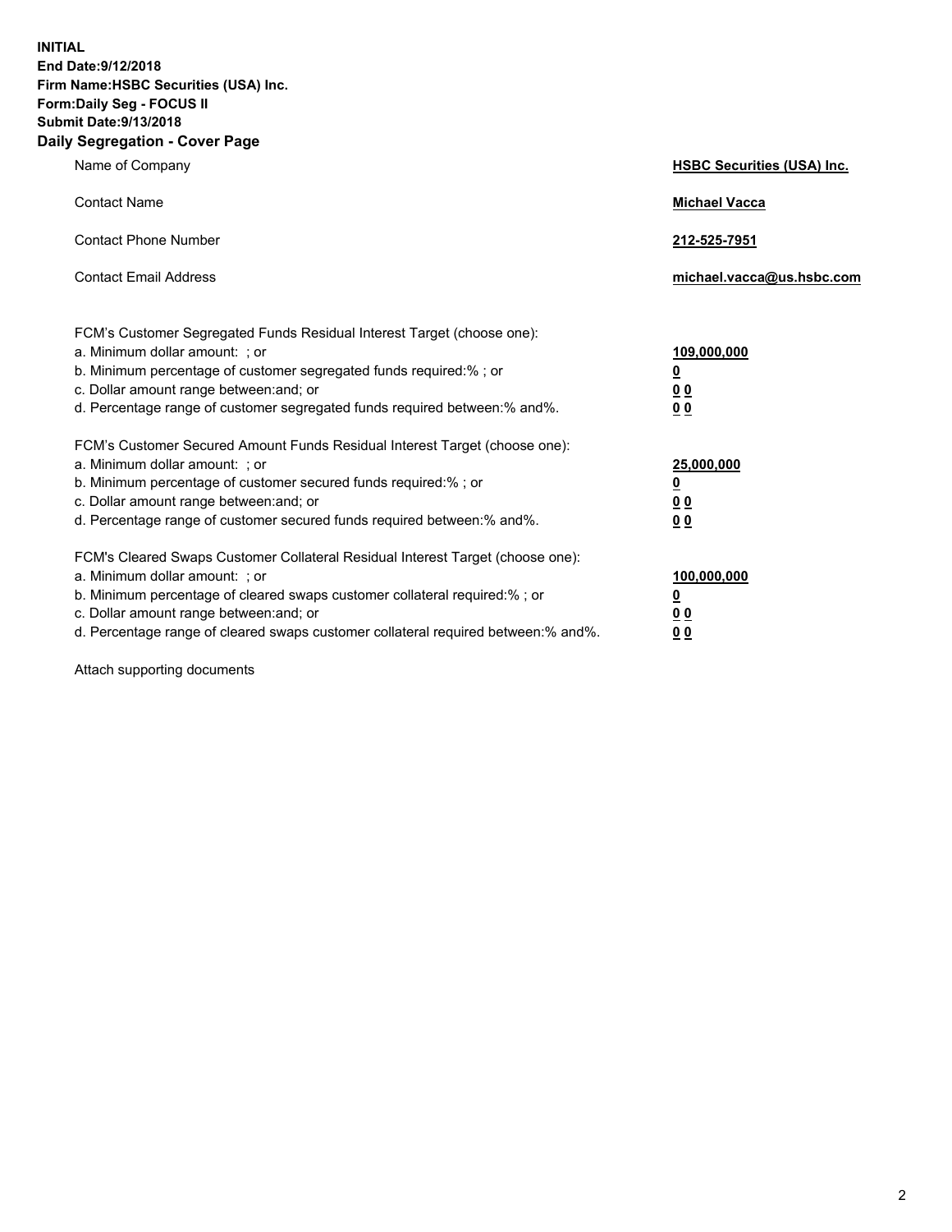**INITIAL**
**End Date:9/12/2018**
**Firm Name:HSBC Securities (USA) Inc.**
**Form:Daily Seg - FOCUS II**
**Submit Date:9/13/2018**

## Daily Segregation - Cover Page

| | |
|---|---|
| Name of Company | **HSBC Securities (USA) Inc.** |
| Contact Name | **Michael Vacca** |
| Contact Phone Number | **212-525-7951** |
| Contact Email Address | **michael.vacca@us.hsbc.com** |

| | |
|---|---|
| FCM's Customer Segregated Funds Residual Interest Target (choose one): | |
| a. Minimum dollar amount: ; or | **109,000,000** |
| b. Minimum percentage of customer segregated funds required:% ; or | **0** |
| c. Dollar amount range between:and; or | **0 0** |
| d. Percentage range of customer segregated funds required between:% and%. | **0 0** |
| FCM's Customer Secured Amount Funds Residual Interest Target (choose one): | |
| a. Minimum dollar amount: ; or | **25,000,000** |
| b. Minimum percentage of customer secured funds required:% ; or | **0** |
| c. Dollar amount range between:and; or | **0 0** |
| d. Percentage range of customer secured funds required between:% and%. | **0 0** |
| FCM's Cleared Swaps Customer Collateral Residual Interest Target (choose one): | |
| a. Minimum dollar amount: ; or | **100,000,000** |
| b. Minimum percentage of cleared swaps customer collateral required:% ; or | **0** |
| c. Dollar amount range between:and; or | **0 0** |
| d. Percentage range of cleared swaps customer collateral required between:% and%. | **0 0** |

Attach supporting documents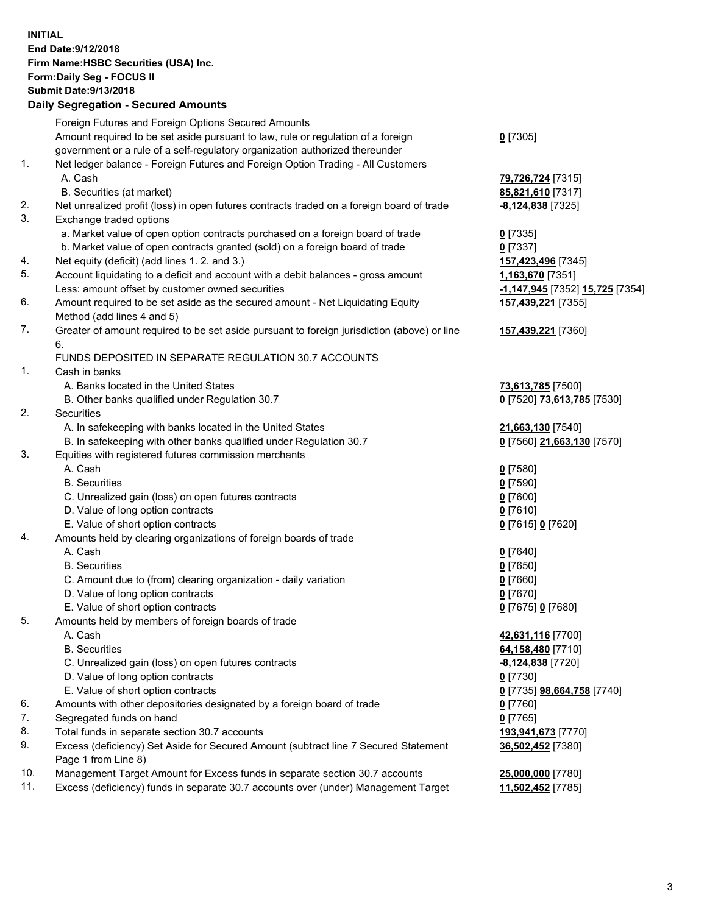**INITIAL**
**End Date:9/12/2018**
**Firm Name:HSBC Securities (USA) Inc.**
**Form:Daily Seg - FOCUS II**
**Submit Date:9/13/2018**

## Daily Segregation - Secured Amounts

| | | |
|---|---|---|
| | Foreign Futures and Foreign Options Secured Amounts | |
| | Amount required to be set aside pursuant to law, rule or regulation of a foreign government or a rule of a self-regulatory organization authorized thereunder | **0** [7305] |
| 1. | Net ledger balance - Foreign Futures and Foreign Option Trading - All Customers | |
| | A. Cash | **79,726,724** [7315] |
| | B. Securities (at market) | **85,821,610** [7317] |
| 2. | Net unrealized profit (loss) in open futures contracts traded on a foreign board of trade | **-8,124,838** [7325] |
| 3. | Exchange traded options | |
| | a. Market value of open option contracts purchased on a foreign board of trade | **0** [7335] |
| | b. Market value of open contracts granted (sold) on a foreign board of trade | **0** [7337] |
| 4. | Net equity (deficit) (add lines 1. 2. and 3.) | **157,423,496** [7345] |
| 5. | Account liquidating to a deficit and account with a debit balances - gross amount | **1,163,670** [7351] |
| | Less: amount offset by customer owned securities | **-1,147,945** [7352] **15,725** [7354] |
| 6. | Amount required to be set aside as the secured amount - Net Liquidating Equity Method (add lines 4 and 5) | **157,439,221** [7355] |
| 7. | Greater of amount required to be set aside pursuant to foreign jurisdiction (above) or line 6. | **157,439,221** [7360] |
| | FUNDS DEPOSITED IN SEPARATE REGULATION 30.7 ACCOUNTS | |
| 1. | Cash in banks | |
| | A. Banks located in the United States | **73,613,785** [7500] |
| | B. Other banks qualified under Regulation 30.7 | **0** [7520] **73,613,785** [7530] |
| 2. | Securities | |
| | A. In safekeeping with banks located in the United States | **21,663,130** [7540] |
| | B. In safekeeping with other banks qualified under Regulation 30.7 | **0** [7560] **21,663,130** [7570] |
| 3. | Equities with registered futures commission merchants | |
| | A. Cash | **0** [7580] |
| | B. Securities | **0** [7590] |
| | C. Unrealized gain (loss) on open futures contracts | **0** [7600] |
| | D. Value of long option contracts | **0** [7610] |
| | E. Value of short option contracts | **0** [7615] **0** [7620] |
| 4. | Amounts held by clearing organizations of foreign boards of trade | |
| | A. Cash | **0** [7640] |
| | B. Securities | **0** [7650] |
| | C. Amount due to (from) clearing organization - daily variation | **0** [7660] |
| | D. Value of long option contracts | **0** [7670] |
| | E. Value of short option contracts | **0** [7675] **0** [7680] |
| 5. | Amounts held by members of foreign boards of trade | |
| | A. Cash | **42,631,116** [7700] |
| | B. Securities | **64,158,480** [7710] |
| | C. Unrealized gain (loss) on open futures contracts | **-8,124,838** [7720] |
| | D. Value of long option contracts | **0** [7730] |
| | E. Value of short option contracts | **0** [7735] **98,664,758** [7740] |
| 6. | Amounts with other depositories designated by a foreign board of trade | **0** [7760] |
| 7. | Segregated funds on hand | **0** [7765] |
| 8. | Total funds in separate section 30.7 accounts | **193,941,673** [7770] |
| 9. | Excess (deficiency) Set Aside for Secured Amount (subtract line 7 Secured Statement Page 1 from Line 8) | **36,502,452** [7380] |
| 10. | Management Target Amount for Excess funds in separate section 30.7 accounts | **25,000,000** [7780] |
| 11. | Excess (deficiency) funds in separate 30.7 accounts over (under) Management Target | **11,502,452** [7785] |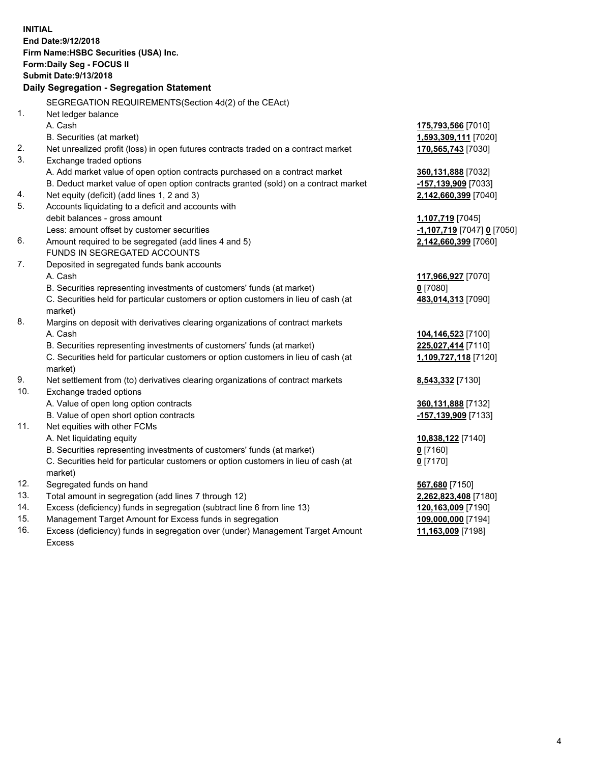**INITIAL**
**End Date:9/12/2018**
**Firm Name:HSBC Securities (USA) Inc.**
**Form:Daily Seg - FOCUS II**
**Submit Date:9/13/2018**

## Daily Segregation - Segregation Statement

| | | |
|---|---|---|
| | SEGREGATION REQUIREMENTS(Section 4d(2) of the CEAct) | |
| 1. | Net ledger balance | |
| | A. Cash | **175,793,566** [7010] |
| | B. Securities (at market) | **1,593,309,111** [7020] |
| 2. | Net unrealized profit (loss) in open futures contracts traded on a contract market | **170,565,743** [7030] |
| 3. | Exchange traded options | |
| | A. Add market value of open option contracts purchased on a contract market | **360,131,888** [7032] |
| | B. Deduct market value of open option contracts granted (sold) on a contract market | **-157,139,909** [7033] |
| 4. | Net equity (deficit) (add lines 1, 2 and 3) | **2,142,660,399** [7040] |
| 5. | Accounts liquidating to a deficit and accounts with | |
| | debit balances - gross amount | **1,107,719** [7045] |
| | Less: amount offset by customer securities | **-1,107,719** [7047] **0** [7050] |
| 6. | Amount required to be segregated (add lines 4 and 5) | **2,142,660,399** [7060] |
| | FUNDS IN SEGREGATED ACCOUNTS | |
| 7. | Deposited in segregated funds bank accounts | |
| | A. Cash | **117,966,927** [7070] |
| | B. Securities representing investments of customers' funds (at market) | **0** [7080] |
| | C. Securities held for particular customers or option customers in lieu of cash (at market) | **483,014,313** [7090] |
| 8. | Margins on deposit with derivatives clearing organizations of contract markets | |
| | A. Cash | **104,146,523** [7100] |
| | B. Securities representing investments of customers' funds (at market) | **225,027,414** [7110] |
| | C. Securities held for particular customers or option customers in lieu of cash (at market) | **1,109,727,118** [7120] |
| 9. | Net settlement from (to) derivatives clearing organizations of contract markets | **8,543,332** [7130] |
| 10. | Exchange traded options | |
| | A. Value of open long option contracts | **360,131,888** [7132] |
| | B. Value of open short option contracts | **-157,139,909** [7133] |
| 11. | Net equities with other FCMs | |
| | A. Net liquidating equity | **10,838,122** [7140] |
| | B. Securities representing investments of customers' funds (at market) | **0** [7160] |
| | C. Securities held for particular customers or option customers in lieu of cash (at market) | **0** [7170] |
| 12. | Segregated funds on hand | **567,680** [7150] |
| 13. | Total amount in segregation (add lines 7 through 12) | **2,262,823,408** [7180] |
| 14. | Excess (deficiency) funds in segregation (subtract line 6 from line 13) | **120,163,009** [7190] |
| 15. | Management Target Amount for Excess funds in segregation | **109,000,000** [7194] |
| 16. | Excess (deficiency) funds in segregation over (under) Management Target Amount Excess | **11,163,009** [7198] |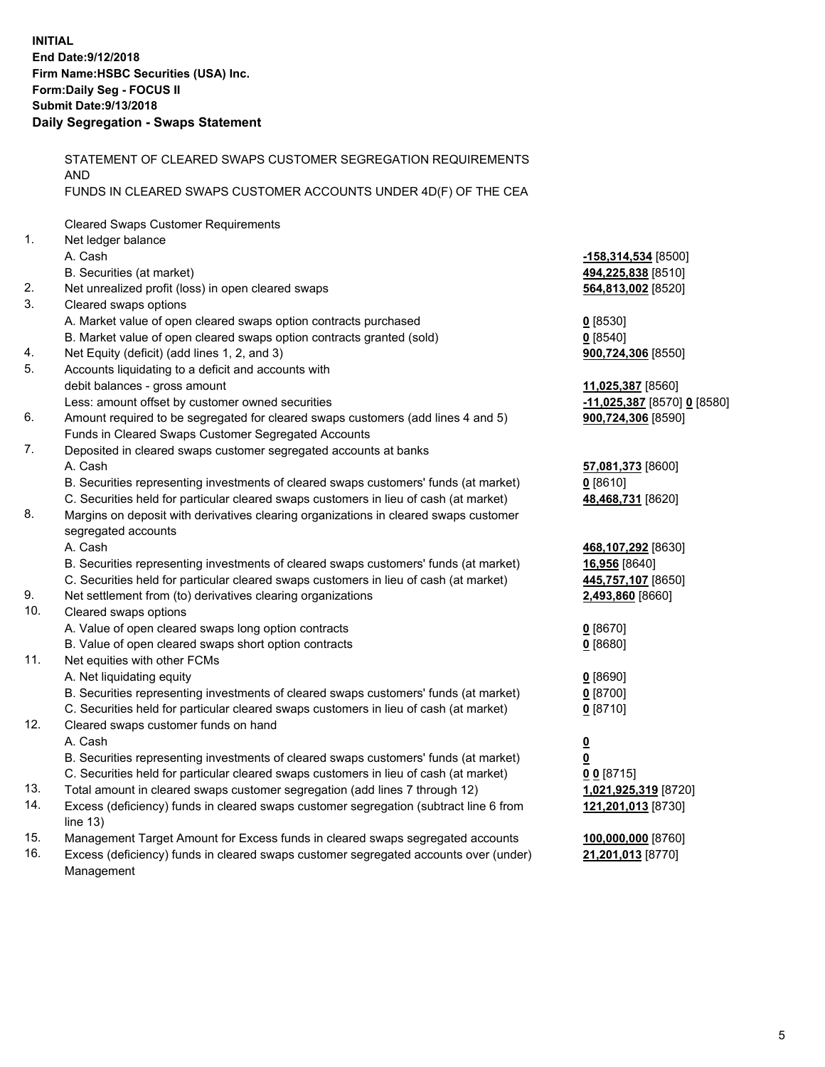**INITIAL**
**End Date:9/12/2018**
**Firm Name:HSBC Securities (USA) Inc.**
**Form:Daily Seg - FOCUS II**
**Submit Date:9/13/2018**
**Daily Segregation - Swaps Statement**

STATEMENT OF CLEARED SWAPS CUSTOMER SEGREGATION REQUIREMENTS AND FUNDS IN CLEARED SWAPS CUSTOMER ACCOUNTS UNDER 4D(F) OF THE CEA

| | | |
|---|---|---|
| | Cleared Swaps Customer Requirements | |
| 1. | Net ledger balance | |
| | A. Cash | **-158,314,534** [8500] |
| | B. Securities (at market) | **494,225,838** [8510] |
| 2. | Net unrealized profit (loss) in open cleared swaps | **564,813,002** [8520] |
| 3. | Cleared swaps options | |
| | A. Market value of open cleared swaps option contracts purchased | **0** [8530] |
| | B. Market value of open cleared swaps option contracts granted (sold) | **0** [8540] |
| 4. | Net Equity (deficit) (add lines 1, 2, and 3) | **900,724,306** [8550] |
| 5. | Accounts liquidating to a deficit and accounts with | |
| | debit balances - gross amount | **11,025,387** [8560] |
| | Less: amount offset by customer owned securities | **-11,025,387** [8570] **0** [8580] |
| 6. | Amount required to be segregated for cleared swaps customers (add lines 4 and 5) | **900,724,306** [8590] |
| | Funds in Cleared Swaps Customer Segregated Accounts | |
| 7. | Deposited in cleared swaps customer segregated accounts at banks | |
| | A. Cash | **57,081,373** [8600] |
| | B. Securities representing investments of cleared swaps customers' funds (at market) | **0** [8610] |
| | C. Securities held for particular cleared swaps customers in lieu of cash (at market) | **48,468,731** [8620] |
| 8. | Margins on deposit with derivatives clearing organizations in cleared swaps customer segregated accounts | |
| | A. Cash | **468,107,292** [8630] |
| | B. Securities representing investments of cleared swaps customers' funds (at market) | **16,956** [8640] |
| | C. Securities held for particular cleared swaps customers in lieu of cash (at market) | **445,757,107** [8650] |
| 9. | Net settlement from (to) derivatives clearing organizations | **2,493,860** [8660] |
| 10. | Cleared swaps options | |
| | A. Value of open cleared swaps long option contracts | **0** [8670] |
| | B. Value of open cleared swaps short option contracts | **0** [8680] |
| 11. | Net equities with other FCMs | |
| | A. Net liquidating equity | **0** [8690] |
| | B. Securities representing investments of cleared swaps customers' funds (at market) | **0** [8700] |
| | C. Securities held for particular cleared swaps customers in lieu of cash (at market) | **0** [8710] |
| 12. | Cleared swaps customer funds on hand | |
| | A. Cash | **0** |
| | B. Securities representing investments of cleared swaps customers' funds (at market) | **0** |
| | C. Securities held for particular cleared swaps customers in lieu of cash (at market) | **0** **0** [8715] |
| 13. | Total amount in cleared swaps customer segregation (add lines 7 through 12) | **1,021,925,319** [8720] |
| 14. | Excess (deficiency) funds in cleared swaps customer segregation (subtract line 6 from line 13) | **121,201,013** [8730] |
| 15. | Management Target Amount for Excess funds in cleared swaps segregated accounts | **100,000,000** [8760] |
| 16. | Excess (deficiency) funds in cleared swaps customer segregated accounts over (under) Management | **21,201,013** [8770] |